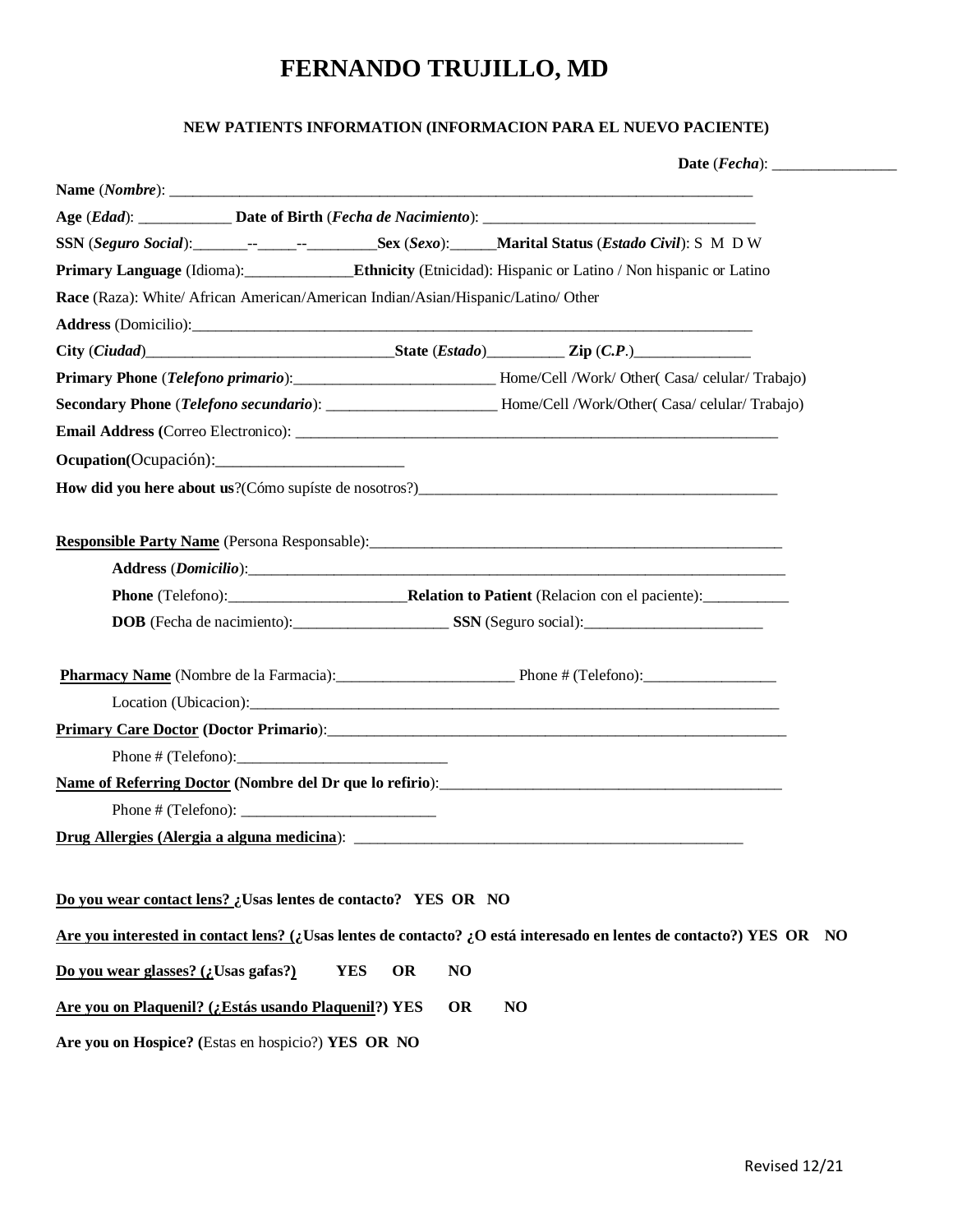# FERNANDO TRUJILLO, MD

### NEW PATIENTS INFORMATION (INFORMACION PARA EL NUEVO PACIENTE)

**Date** (*Fecha*): ________________

**Name** (*Nombre*): ________________________________________________________________________________

**Age** (*Edad*): ____________ **Date of Birth** (*Fecha de Nacimiento*): ___________________________________

**SSN** (*Seguro Social*):_______--_____--_________**Sex** (*Sexo*):______**Marital Status** (*Estado Civil*): S M D W

**Primary Language** (Idioma):______________**Ethnicity** (Etnicidad): Hispanic or Latino / Non hispanic or Latino

**Race** (Raza): White/ African American/American Indian/Asian/Hispanic/Latino/ Other

**Address** (Domicilio):__________________________________________________________________________

**City** (*Ciudad*)________________________________**State** (*Estado*)__________ **Zip** (*C.P.*)_______________

**Primary Phone** (*Telefono primario*):__________________________ Home/Cell /Work/ Other( Casa/ celular/ Trabajo)

**Secondary Phone** (*Telefono secundario*): ______________________ Home/Cell /Work/Other( Casa/ celular/ Trabajo)

**Email Address (**Correo Electronico): _________________________________________________________________

**Ocupation(**Ocupación):_______________________

**How did you here about us**?(Cómo supíste de nosotros?)_______________________________________________

**Responsible Party Name** (Persona Responsable):______________________________________________________

**Address** (*Domicilio*):___________________________________________________________________________

**Phone** (Telefono):_______________________**Relation to Patient** (Relacion con el paciente):___________

**DOB** (Fecha de nacimiento):____________________ **SSN** (Seguro social):_______________________

**Pharmacy Name** (Nombre de la Farmacia):_______________________ Phone # (Telefono):_________________

Location (Ubicacion):_____________________________________________________________________

**Primary Care Doctor (Doctor Primario)**:_____________________________________________________________

Phone # (Telefono):___________________________

**Name of Referring Doctor (Nombre del Dr que lo refirio)**:_____________________________________________

Phone # (Telefono): _________________________

**Drug Allergies (Alergia a alguna medicina)**: _____________________________________________________

**Do you wear contact lens? ¿Usas lentes de contacto? YES OR NO**

**Are you interested in contact lens? (¿Usas lentes de contacto? ¿O está interesado en lentes de contacto?) YES OR NO**

**Do you wear glasses? (¿Usas gafas?) YES OR NO**

**Are you on Plaquenil? (¿Estás usando Plaquenil?) YES OR NO**

**Are you on Hospice? (**Estas en hospicio?) **YES OR NO**

Revised 12/21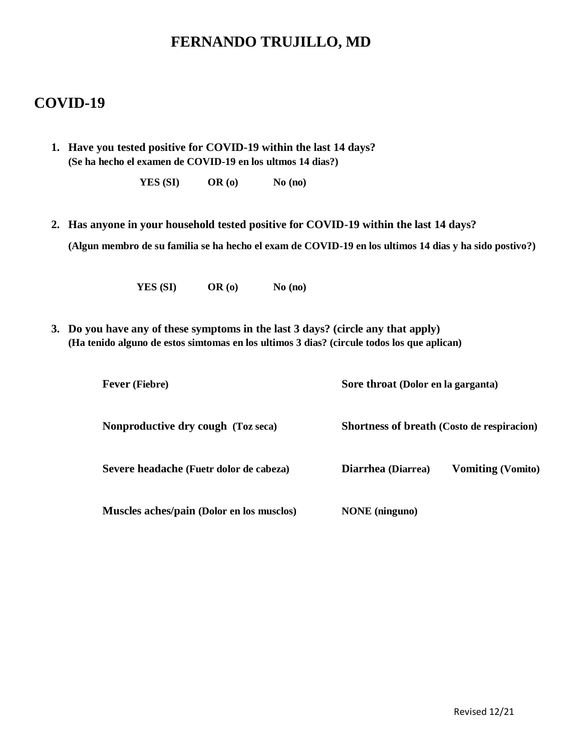# FERNANDO TRUJILLO, MD

## COVID-19

1. **Have you tested positive for COVID-19 within the last 14 days?**
   **(Se ha hecho el examen de COVID-19 en los ultmos 14 dias?)**

   **YES (SI)    OR (o)    No (no)**

2. **Has anyone in your household tested positive for COVID-19 within the last 14 days?**

   **(Algun membro de su familia se ha hecho el exam de COVID-19 en los ultimos 14 dias y ha sido postivo?)**

   **YES (SI)    OR (o)    No (no)**

3. **Do you have any of these symptoms in the last 3 days? (circle any that apply)**
   **(Ha tenido alguno de estos simtomas en los ultimos 3 dias? (circule todos los que aplican)**

   **Fever (Fiebre)**    **Sore throat (Dolor en la garganta)**

   **Nonproductive dry cough (Toz seca)**    **Shortness of breath (Costo de respiracion)**

   **Severe headache (Fuetr dolor de cabeza)**    **Diarrhea (Diarrea)**    **Vomiting (Vomito)**

   **Muscles aches/pain (Dolor en los musclos)**    **NONE (ninguno)**

Revised 12/21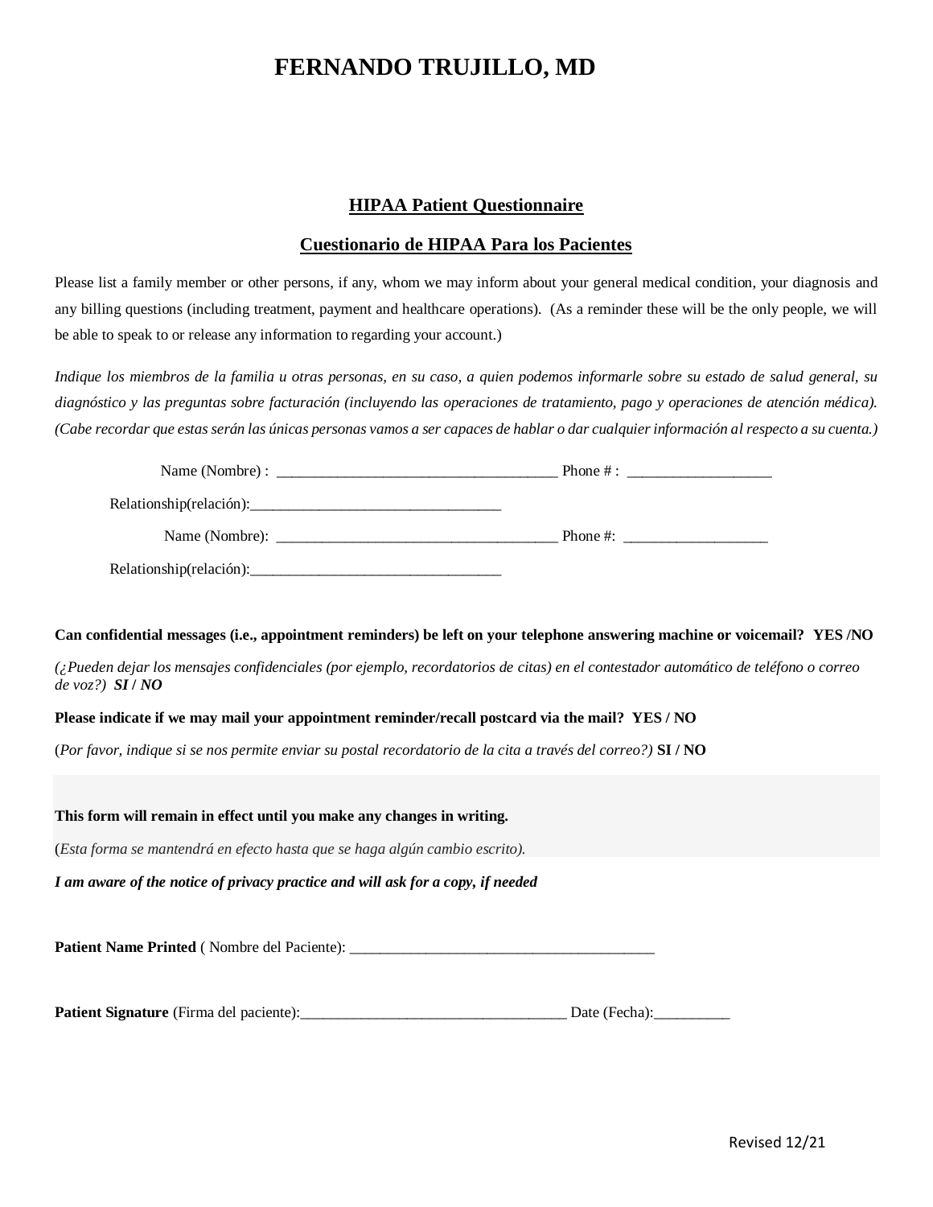# FERNANDO TRUJILLO, MD

## HIPAA Patient Questionnaire

## Cuestionario de HIPAA Para los Pacientes

Please list a family member or other persons, if any, whom we may inform about your general medical condition, your diagnosis and any billing questions (including treatment, payment and healthcare operations). (As a reminder these will be the only people, we will be able to speak to or release any information to regarding your account.)

*Indique los miembros de la familia u otras personas, en su caso, a quien podemos informarle sobre su estado de salud general, su diagnóstico y las preguntas sobre facturación (incluyendo las operaciones de tratamiento, pago y operaciones de atención médica). (Cabe recordar que estas serán las únicas personas vamos a ser capaces de hablar o dar cualquier información al respecto a su cuenta.)*

Name (Nombre) : ____________________________________ Phone # : ___________________

Relationship(relación):_________________________________

Name (Nombre): ____________________________________ Phone #: ___________________

Relationship(relación):_________________________________

**Can confidential messages (i.e., appointment reminders) be left on your telephone answering machine or voicemail? YES /NO**

*(¿Pueden dejar los mensajes confidenciales (por ejemplo, recordatorios de citas) en el contestador automático de teléfono o correo de voz?)* ***SI / NO***

**Please indicate if we may mail your appointment reminder/recall postcard via the mail? YES / NO**

(*Por favor, indique si se nos permite enviar su postal recordatorio de la cita a través del correo?)* **SI / NO**

**This form will remain in effect until you make any changes in writing.**

(*Esta forma se mantendrá en efecto hasta que se haga algún cambio escrito).*

***I am aware of the notice of privacy practice and will ask for a copy, if needed***

**Patient Name Printed** ( Nombre del Paciente): ________________________________________

**Patient Signature** (Firma del paciente):___________________________________ Date (Fecha):__________

Revised 12/21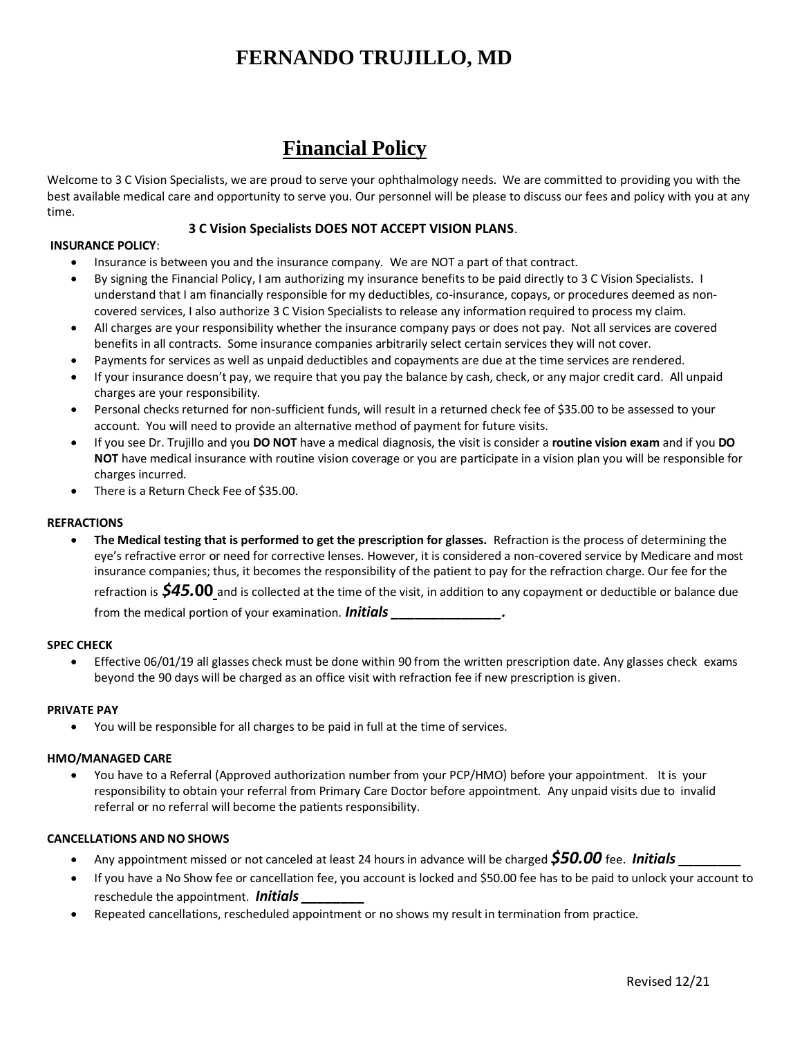# FERNANDO TRUJILLO, MD

## Financial Policy

Welcome to 3 C Vision Specialists, we are proud to serve your ophthalmology needs. We are committed to providing you with the best available medical care and opportunity to serve you. Our personnel will be please to discuss our fees and policy with you at any time.

**3 C Vision Specialists DOES NOT ACCEPT VISION PLANS**.

**INSURANCE POLICY**:

- Insurance is between you and the insurance company. We are NOT a part of that contract.
- By signing the Financial Policy, I am authorizing my insurance benefits to be paid directly to 3 C Vision Specialists. I understand that I am financially responsible for my deductibles, co-insurance, copays, or procedures deemed as non-covered services, I also authorize 3 C Vision Specialists to release any information required to process my claim.
- All charges are your responsibility whether the insurance company pays or does not pay. Not all services are covered benefits in all contracts. Some insurance companies arbitrarily select certain services they will not cover.
- Payments for services as well as unpaid deductibles and copayments are due at the time services are rendered.
- If your insurance doesn't pay, we require that you pay the balance by cash, check, or any major credit card. All unpaid charges are your responsibility.
- Personal checks returned for non-sufficient funds, will result in a returned check fee of $35.00 to be assessed to your account. You will need to provide an alternative method of payment for future visits.
- If you see Dr. Trujillo and you **DO NOT** have a medical diagnosis, the visit is consider a **routine vision exam** and if you **DO NOT** have medical insurance with routine vision coverage or you are participate in a vision plan you will be responsible for charges incurred.
- There is a Return Check Fee of $35.00.

**REFRACTIONS**

- **The Medical testing that is performed to get the prescription for glasses.** Refraction is the process of determining the eye's refractive error or need for corrective lenses. However, it is considered a non-covered service by Medicare and most insurance companies; thus, it becomes the responsibility of the patient to pay for the refraction charge. Our fee for the refraction is ***$45.*****00** and is collected at the time of the visit, in addition to any copayment or deductible or balance due from the medical portion of your examination. ***Initials _______________.***

**SPEC CHECK**

- Effective 06/01/19 all glasses check must be done within 90 from the written prescription date. Any glasses check exams beyond the 90 days will be charged as an office visit with refraction fee if new prescription is given.

**PRIVATE PAY**

- You will be responsible for all charges to be paid in full at the time of services.

**HMO/MANAGED CARE**

- You have to a Referral (Approved authorization number from your PCP/HMO) before your appointment. It is your responsibility to obtain your referral from Primary Care Doctor before appointment. Any unpaid visits due to invalid referral or no referral will become the patients responsibility.

**CANCELLATIONS AND NO SHOWS**

- Any appointment missed or not canceled at least 24 hours in advance will be charged ***$50.00*** fee. ***Initials ________***
- If you have a No Show fee or cancellation fee, you account is locked and $50.00 fee has to be paid to unlock your account to reschedule the appointment. ***Initials ________***
- Repeated cancellations, rescheduled appointment or no shows my result in termination from practice.

Revised 12/21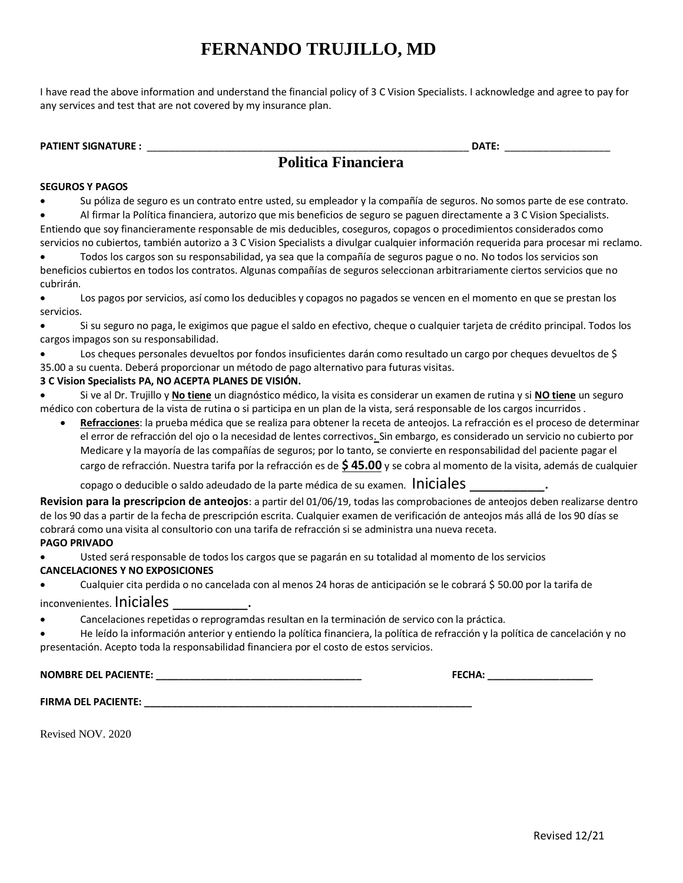# FERNANDO TRUJILLO, MD

I have read the above information and understand the financial policy of 3 C Vision Specialists. I acknowledge and agree to pay for any services and test that are not covered by my insurance plan.

**PATIENT SIGNATURE :** ___________________________________________________________ **DATE:** ___________________

## Politica Financiera

**SEGUROS Y PAGOS**

- Su póliza de seguro es un contrato entre usted, su empleador y la compañía de seguros. No somos parte de ese contrato.
- Al firmar la Política financiera, autorizo que mis beneficios de seguro se paguen directamente a 3 C Vision Specialists. Entiendo que soy financieramente responsable de mis deducibles, coseguros, copagos o procedimientos considerados como servicios no cubiertos, también autorizo a 3 C Vision Specialists a divulgar cualquier información requerida para procesar mi reclamo.
- Todos los cargos son su responsabilidad, ya sea que la compañía de seguros pague o no. No todos los servicios son beneficios cubiertos en todos los contratos. Algunas compañías de seguros seleccionan arbitrariamente ciertos servicios que no cubrirán.
- Los pagos por servicios, así como los deducibles y copagos no pagados se vencen en el momento en que se prestan los servicios.
- Si su seguro no paga, le exigimos que pague el saldo en efectivo, cheque o cualquier tarjeta de crédito principal. Todos los cargos impagos son su responsabilidad.
- Los cheques personales devueltos por fondos insuficientes darán como resultado un cargo por cheques devueltos de $ 35.00 a su cuenta. Deberá proporcionar un método de pago alternativo para futuras visitas.

**3 C Vision Specialists PA, NO ACEPTA PLANES DE VISIÓN.**

- Si ve al Dr. Trujillo y **No tiene** un diagnóstico médico, la visita es considerar un examen de rutina y si **NO tiene** un seguro médico con cobertura de la vista de rutina o si participa en un plan de la vista, será responsable de los cargos incurridos .
- **Refracciones**: la prueba médica que se realiza para obtener la receta de anteojos. La refracción es el proceso de determinar el error de refracción del ojo o la necesidad de lentes correctivos. Sin embargo, es considerado un servicio no cubierto por Medicare y la mayoría de las compañías de seguros; por lo tanto, se convierte en responsabilidad del paciente pagar el cargo de refracción. Nuestra tarifa por la refracción es de **$ 45.00** y se cobra al momento de la visita, además de cualquier copago o deducible o saldo adeudado de la parte médica de su examen. Iniciales __________.

**Revision para la prescripcion de anteojos**: a partir del 01/06/19, todas las comprobaciones de anteojos deben realizarse dentro de los 90 das a partir de la fecha de prescripción escrita. Cualquier examen de verificación de anteojos más allá de los 90 días se cobrará como una visita al consultorio con una tarifa de refracción si se administra una nueva receta.

**PAGO PRIVADO**

- Usted será responsable de todos los cargos que se pagarán en su totalidad al momento de los servicios

**CANCELACIONES Y NO EXPOSICIONES**

- Cualquier cita perdida o no cancelada con al menos 24 horas de anticipación se le cobrará $ 50.00 por la tarifa de inconvenientes. Iniciales __________.
- Cancelaciones repetidas o reprogramdas resultan en la terminación de servico con la práctica.
- He leído la información anterior y entiendo la política financiera, la política de refracción y la política de cancelación y no presentación. Acepto toda la responsabilidad financiera por el costo de estos servicios.

**NOMBRE DEL PACIENTE:** ____________________________________ **FECHA:** ___________________

**FIRMA DEL PACIENTE:** ___________________________________________________________

Revised NOV. 2020

Revised 12/21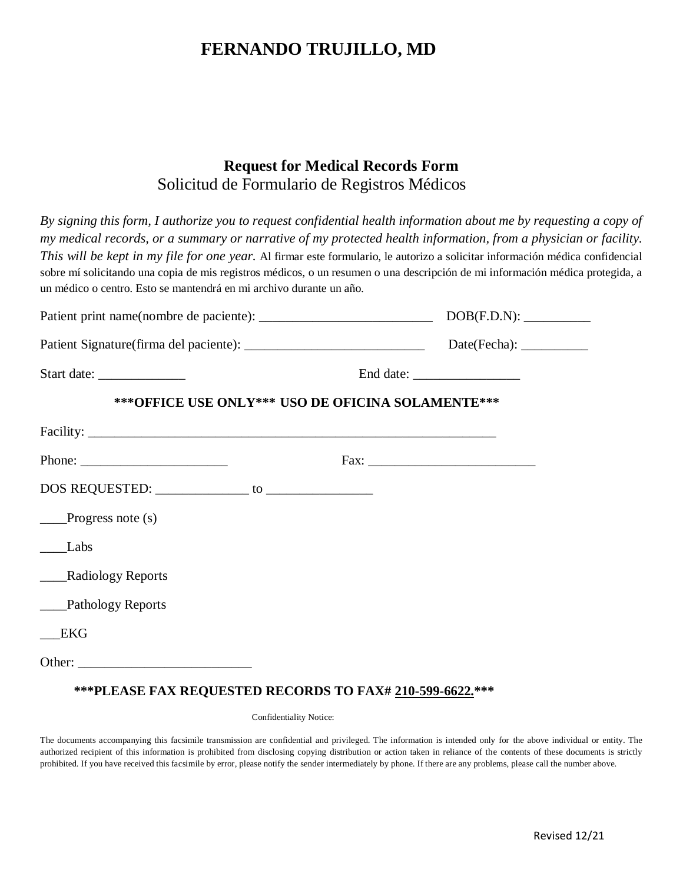# FERNANDO TRUJILLO, MD

## Request for Medical Records Form

Solicitud de Formulario de Registros Médicos

*By signing this form, I authorize you to request confidential health information about me by requesting a copy of my medical records, or a summary or narrative of my protected health information, from a physician or facility. This will be kept in my file for one year.* Al firmar este formulario, le autorizo a solicitar información médica confidencial sobre mí solicitando una copia de mis registros médicos, o un resumen o una descripción de mi información médica protegida, a un médico o centro. Esto se mantendrá en mi archivo durante un año.

Patient print name(nombre de paciente): __________________________ DOB(F.D.N): __________

Patient Signature(firma del paciente): ___________________________ Date(Fecha): __________

Start date: _____________ End date: ________________

**\*\*\*OFFICE USE ONLY\*\*\* USO DE OFICINA SOLAMENTE\*\*\***

Facility: ________________________________________________________________

Phone: ______________________ Fax: _________________________

DOS REQUESTED: ______________ to ________________

____Progress note (s)

____Labs

____Radiology Reports

____Pathology Reports

___EKG

Other: __________________________

**\*\*\*PLEASE FAX REQUESTED RECORDS TO FAX# 210-599-6622.\*\*\***

Confidentiality Notice:

The documents accompanying this facsimile transmission are confidential and privileged. The information is intended only for the above individual or entity. The authorized recipient of this information is prohibited from disclosing copying distribution or action taken in reliance of the contents of these documents is strictly prohibited. If you have received this facsimile by error, please notify the sender intermediately by phone. If there are any problems, please call the number above.

Revised 12/21